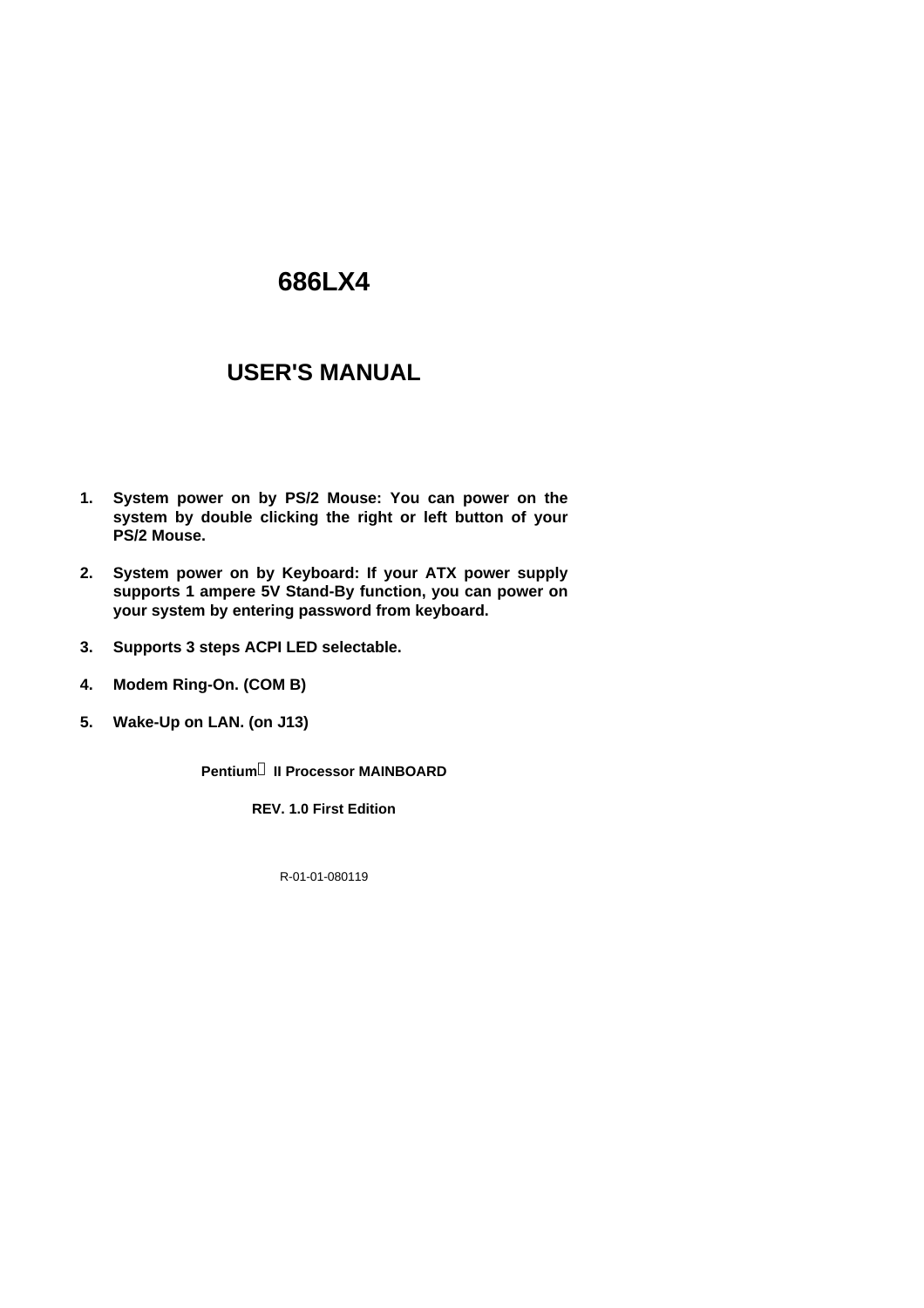# 686LX4

# USER'S MANUAL

1. **System power on by PS/2 Mouse: You can power on the system by double clicking the right or left button of your PS/2 Mouse.**

2. **System power on by Keyboard: If your ATX power supply supports 1 ampere 5V Stand-By function, you can power on your system by entering password from keyboard.**

3. **Supports 3 steps ACPI LED selectable.**

4. **Modem Ring-On. (COM B)**

5. **Wake-Up on LAN. (on J13)**

**Pentium II Processor MAINBOARD**

**REV. 1.0 First Edition**

R-01-01-080119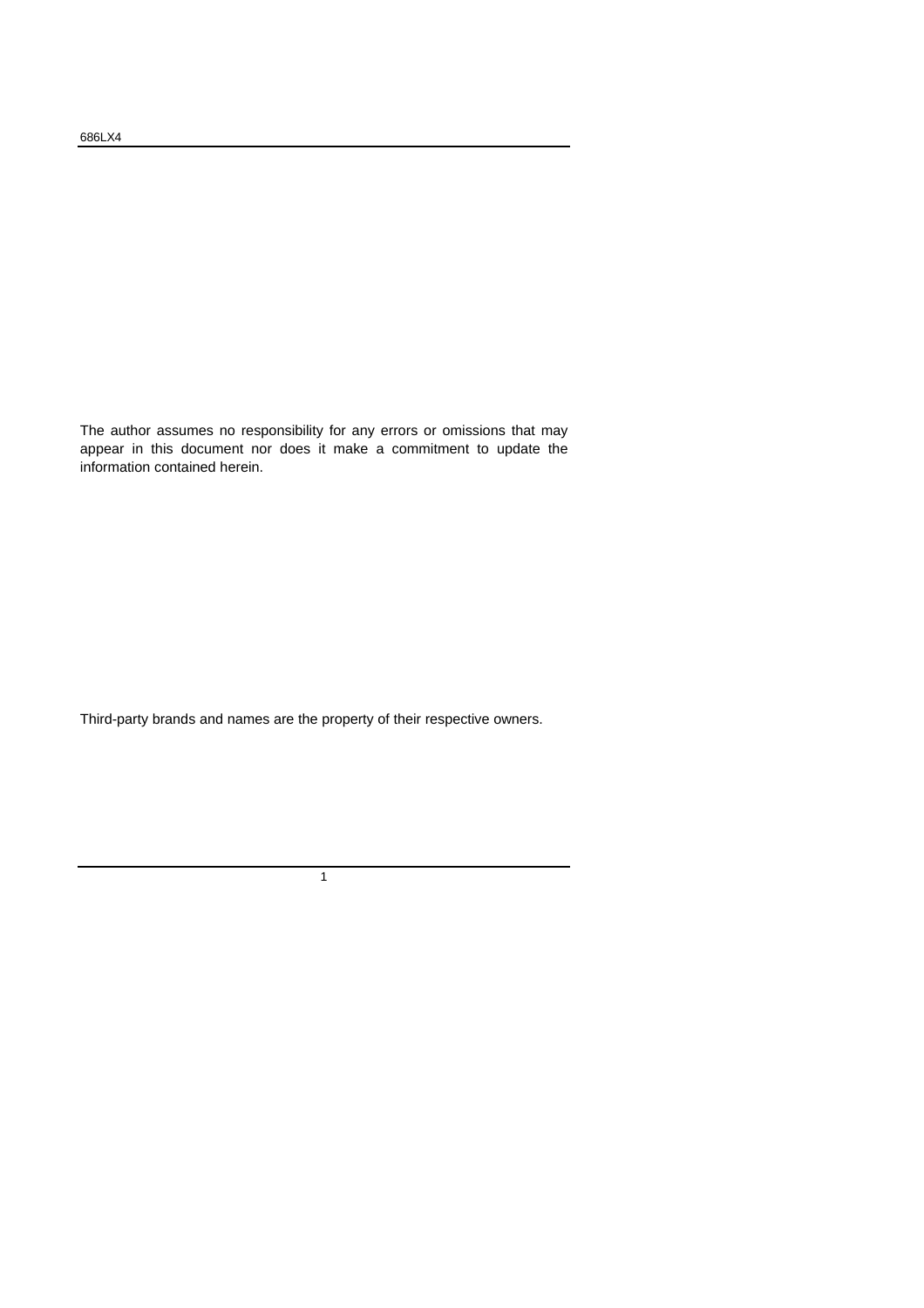The author assumes no responsibility for any errors or omissions that may appear in this document nor does it make a commitment to update the information contained herein.

Third-party brands and names are the property of their respective owners.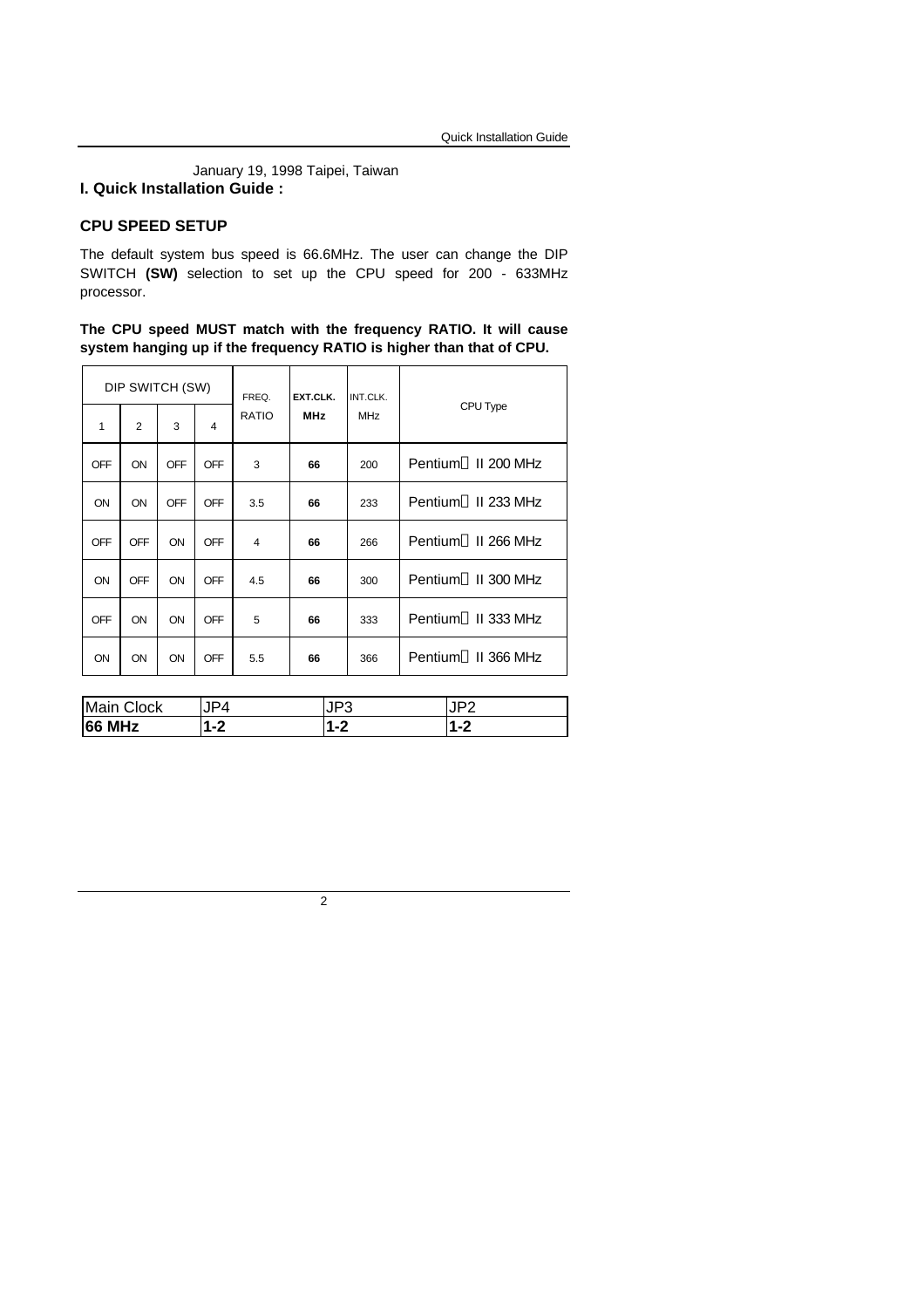January 19, 1998 Taipei, Taiwan

# I. Quick Installation Guide :

## CPU SPEED SETUP

The default system bus speed is 66.6MHz. The user can change the DIP SWITCH **(SW)** selection to set up the CPU speed for 200 - 633MHz processor.

**The CPU speed MUST match with the frequency RATIO. It will cause system hanging up if the frequency RATIO is higher than that of CPU.**

| DIP SWITCH (SW) | | | | FREQ. RATIO | EXT.CLK. MHz | INT.CLK. MHz | CPU Type |
|---|---|---|---|---|---|---|---|
| 1 | 2 | 3 | 4 | | | | |
| OFF | ON | OFF | OFF | 3 | 66 | 200 | Pentium II 200 MHz |
| ON | ON | OFF | OFF | 3.5 | 66 | 233 | Pentium II 233 MHz |
| OFF | OFF | ON | OFF | 4 | 66 | 266 | Pentium II 266 MHz |
| ON | OFF | ON | OFF | 4.5 | 66 | 300 | Pentium II 300 MHz |
| OFF | ON | ON | OFF | 5 | 66 | 333 | Pentium II 333 MHz |
| ON | ON | ON | OFF | 5.5 | 66 | 366 | Pentium II 366 MHz |

| Main Clock | JP4 | JP3 | JP2 |
|---|---|---|---|
| **66 MHz** | **1-2** | **1-2** | **1-2** |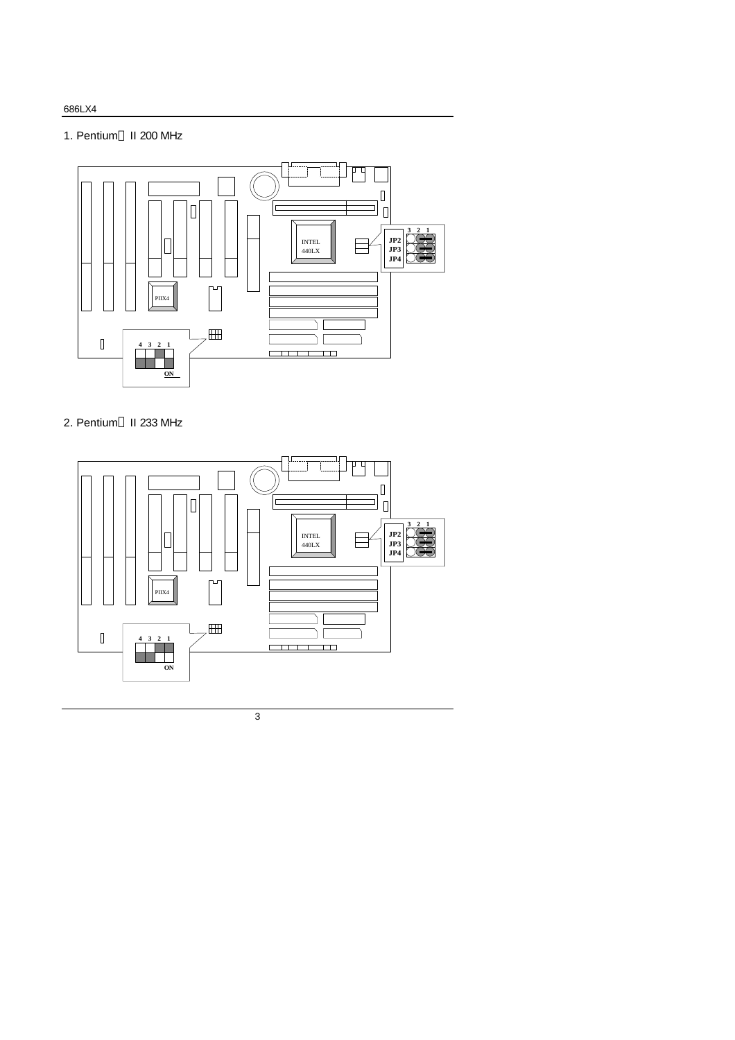1. Pentium® II 200 MHz

INTEL
440LX

PIIX4

3 2 1
JP2
JP3
JP4

4 3 2 1
ON

2. Pentium® II 233 MHz

INTEL
440LX

PIIX4

3 2 1
JP2
JP3
JP4

4 3 2 1
ON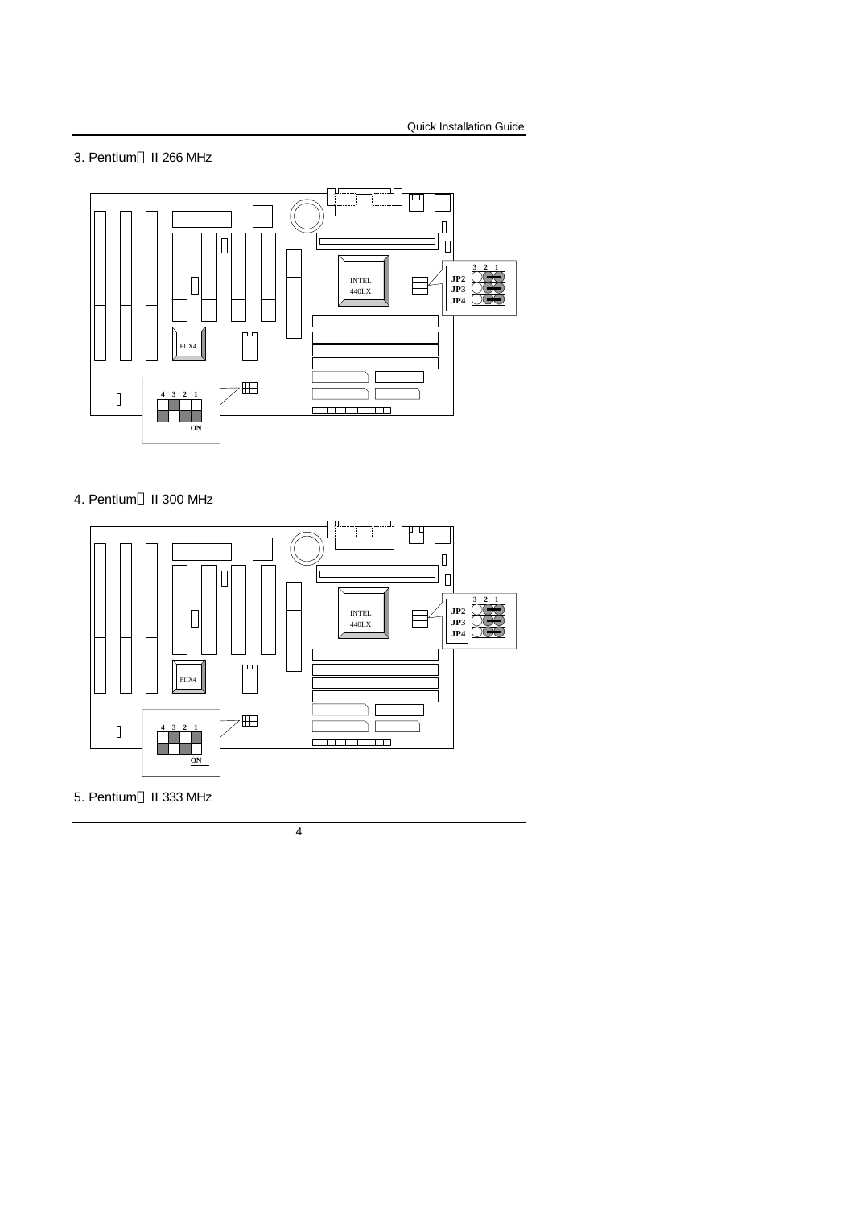3. Pentium® II 266 MHz

4. Pentium® II 300 MHz

5. Pentium® II 333 MHz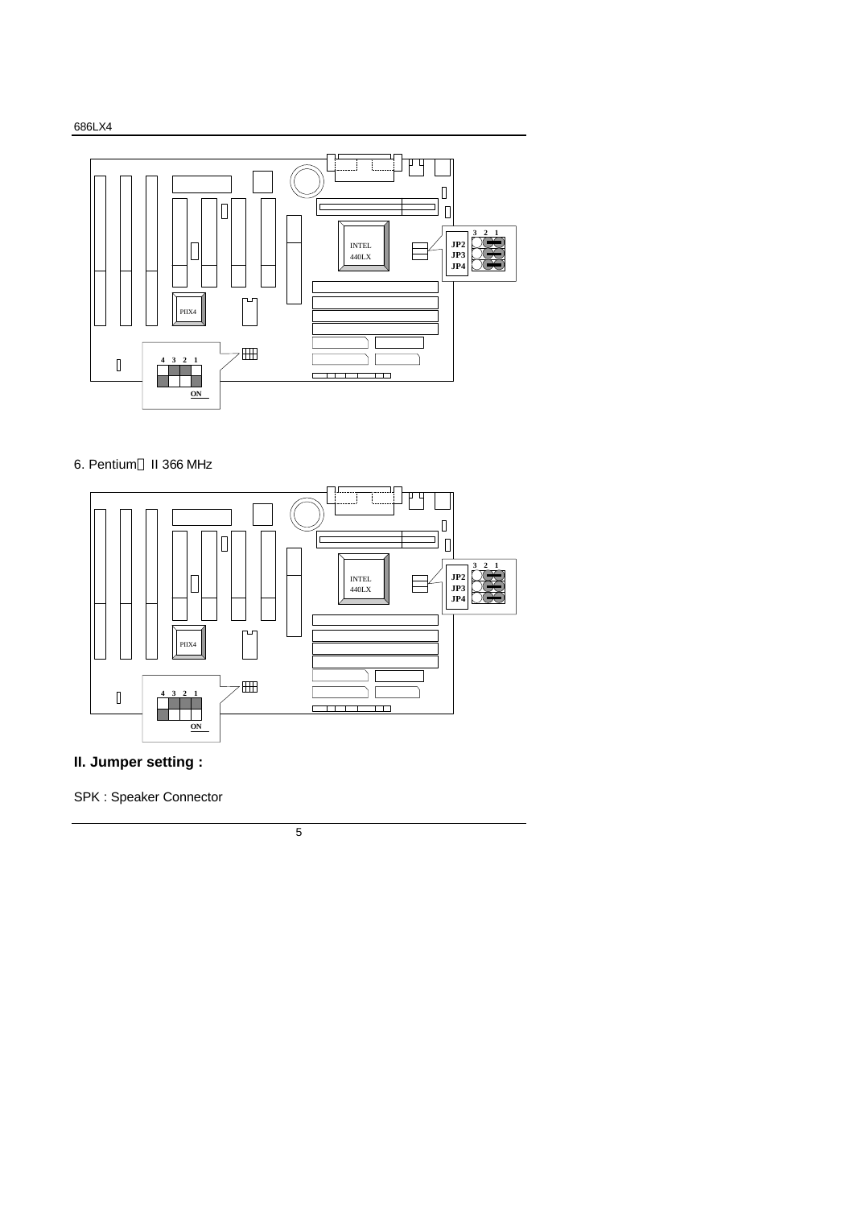6. Pentium Ⓡ II 366 MHz

## II. Jumper setting :

SPK : Speaker Connector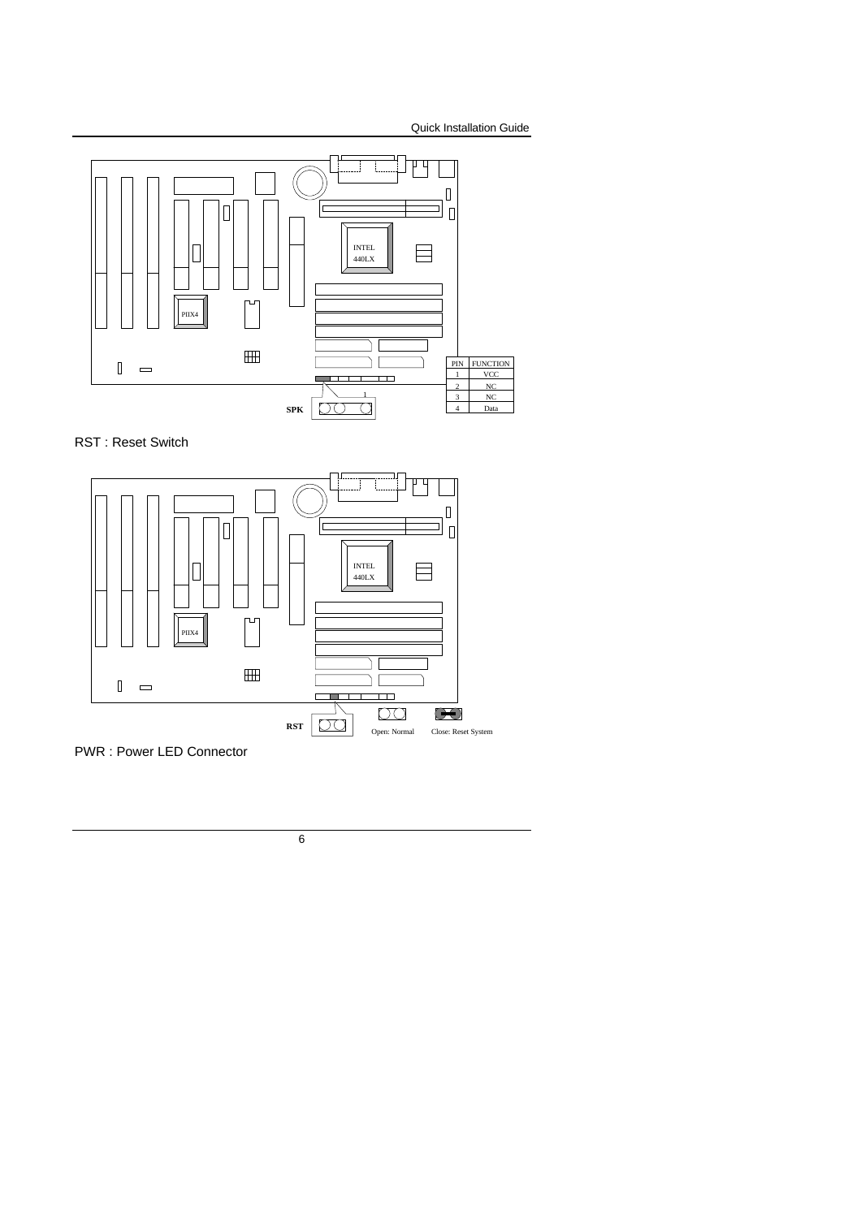| PIN | FUNCTION |
| --- | --- |
| 1 | VCC |
| 2 | NC |
| 3 | NC |
| 4 | Data |

SPK

RST : Reset Switch

RST

Open: Normal    Close: Reset System

PWR : Power LED Connector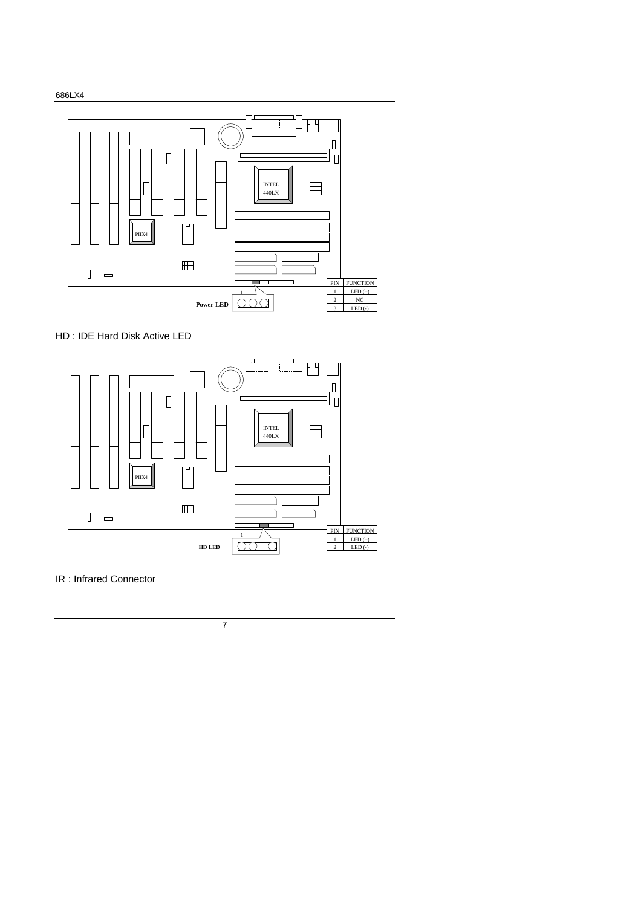Power LED

| PIN | FUNCTION |
| --- | --- |
| 1 | LED (+) |
| 2 | NC |
| 3 | LED (-) |

HD : IDE Hard Disk Active LED

HD LED

| PIN | FUNCTION |
| --- | --- |
| 1 | LED (+) |
| 2 | LED (-) |

IR : Infrared Connector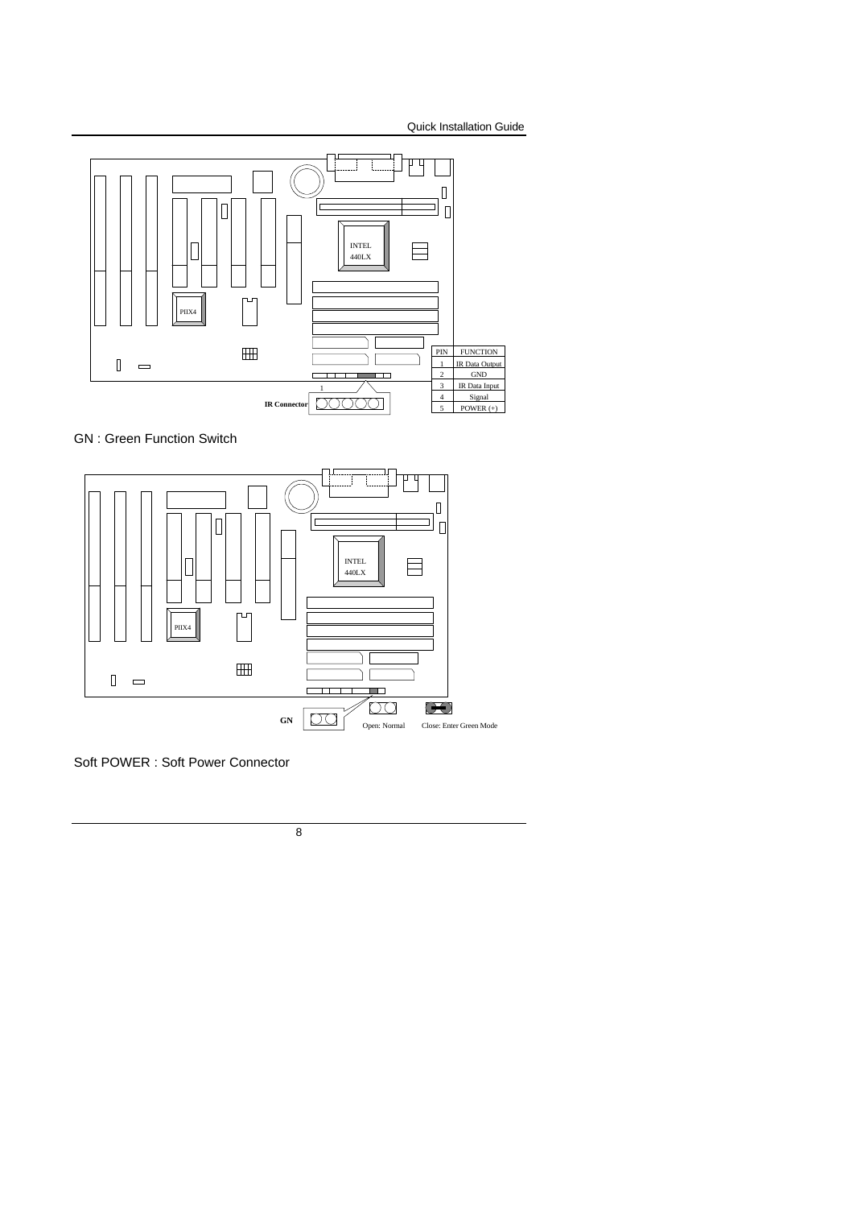| PIN | FUNCTION |
| --- | --- |
| 1 | IR Data Output |
| 2 | GND |
| 3 | IR Data Input |
| 4 | Signal |
| 5 | POWER (+) |

IR Connector

GN : Green Function Switch

GN

Open: Normal

Close: Enter Green Mode

Soft POWER : Soft Power Connector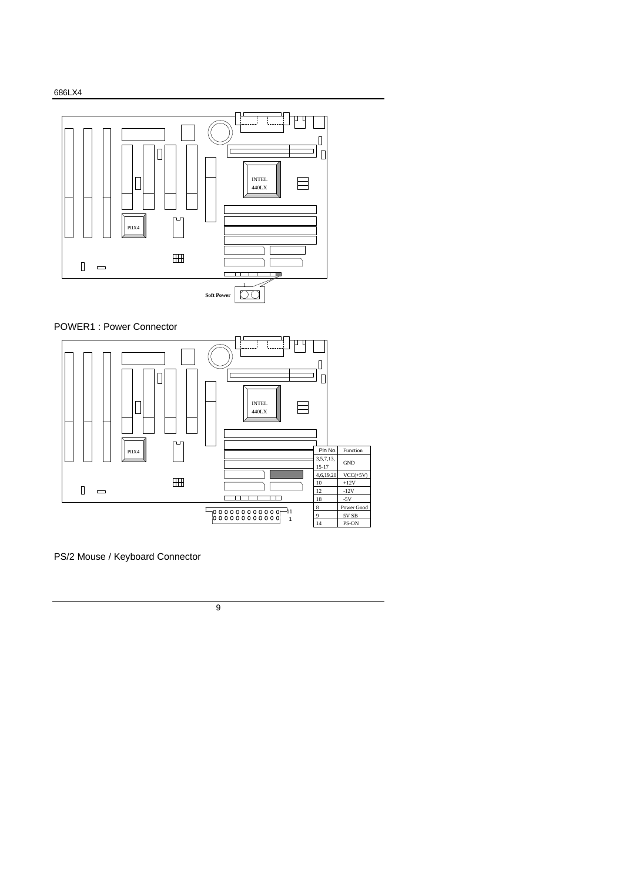INTEL
440LX

PIIX4

Soft Power

1

POWER1 : Power Connector

INTEL
440LX

PIIX4

11

1

| Pin No. | Function |
| --- | --- |
| 3,5,7,13, 15-17 | GND |
| 4,6,19,20 | VCC(+5V) |
| 10 | +12V |
| 12 | -12V |
| 18 | -5V |
| 8 | Power Good |
| 9 | 5V SB |
| 14 | PS-ON |

PS/2 Mouse / Keyboard Connector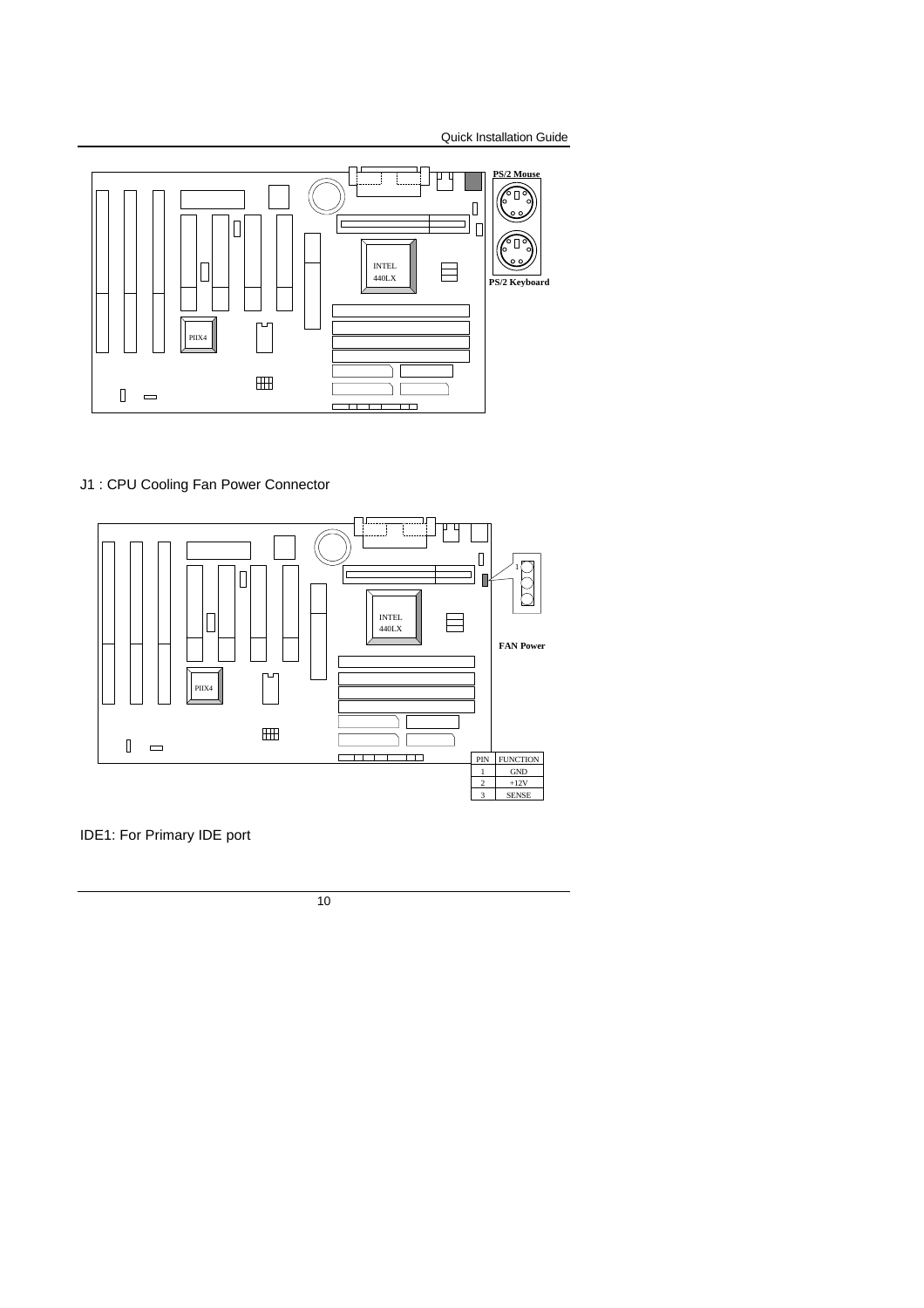PS/2 Mouse

INTEL
440LX

PIIX4

PS/2 Keyboard

J1 : CPU Cooling Fan Power Connector

INTEL
440LX

PIIX4

FAN Power

| PIN | FUNCTION |
| --- | --- |
| 1 | GND |
| 2 | +12V |
| 3 | SENSE |

IDE1: For Primary IDE port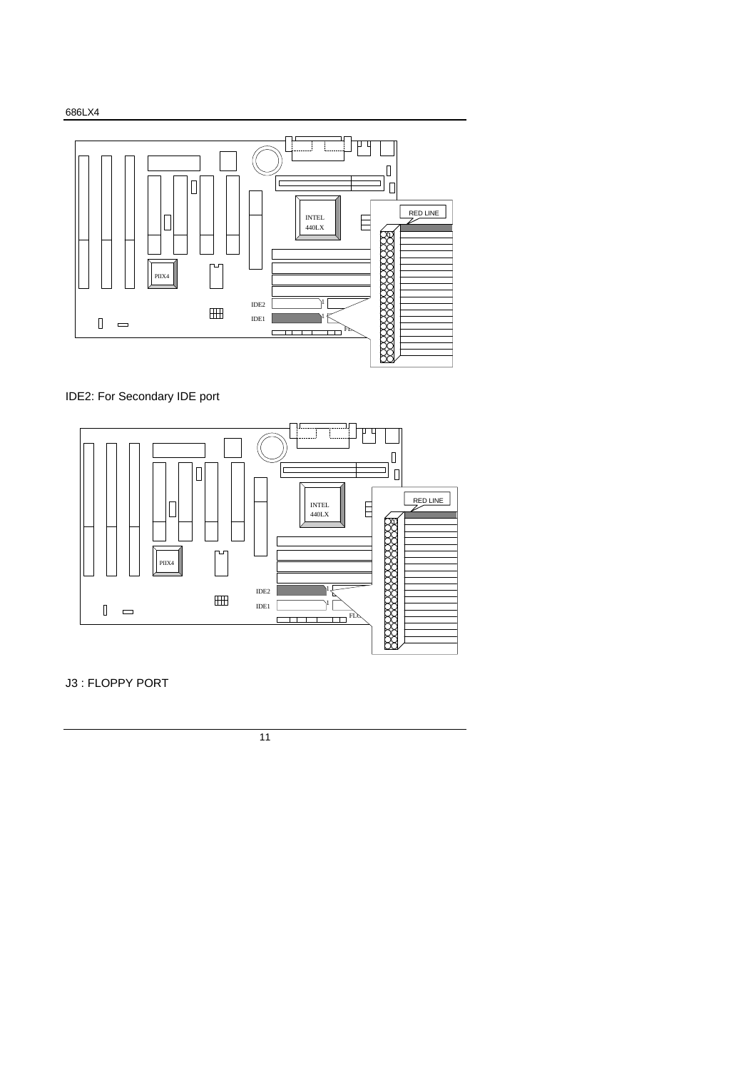IDE2: For Secondary IDE port

J3 : FLOPPY PORT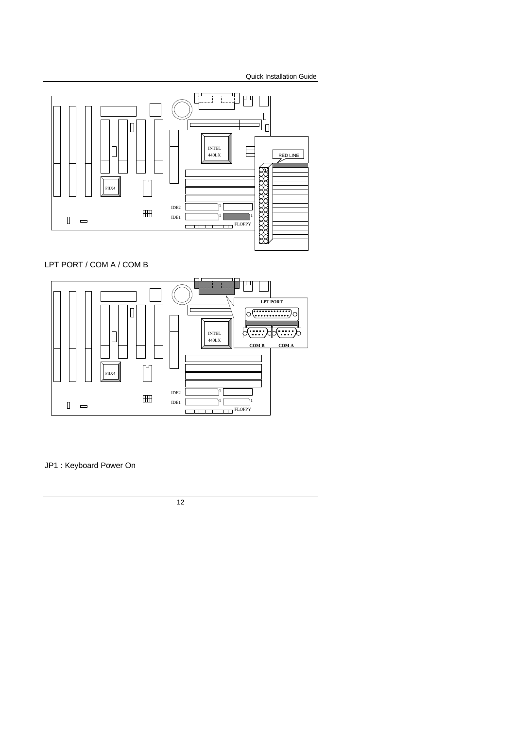LPT PORT / COM A / COM B

JP1 : Keyboard Power On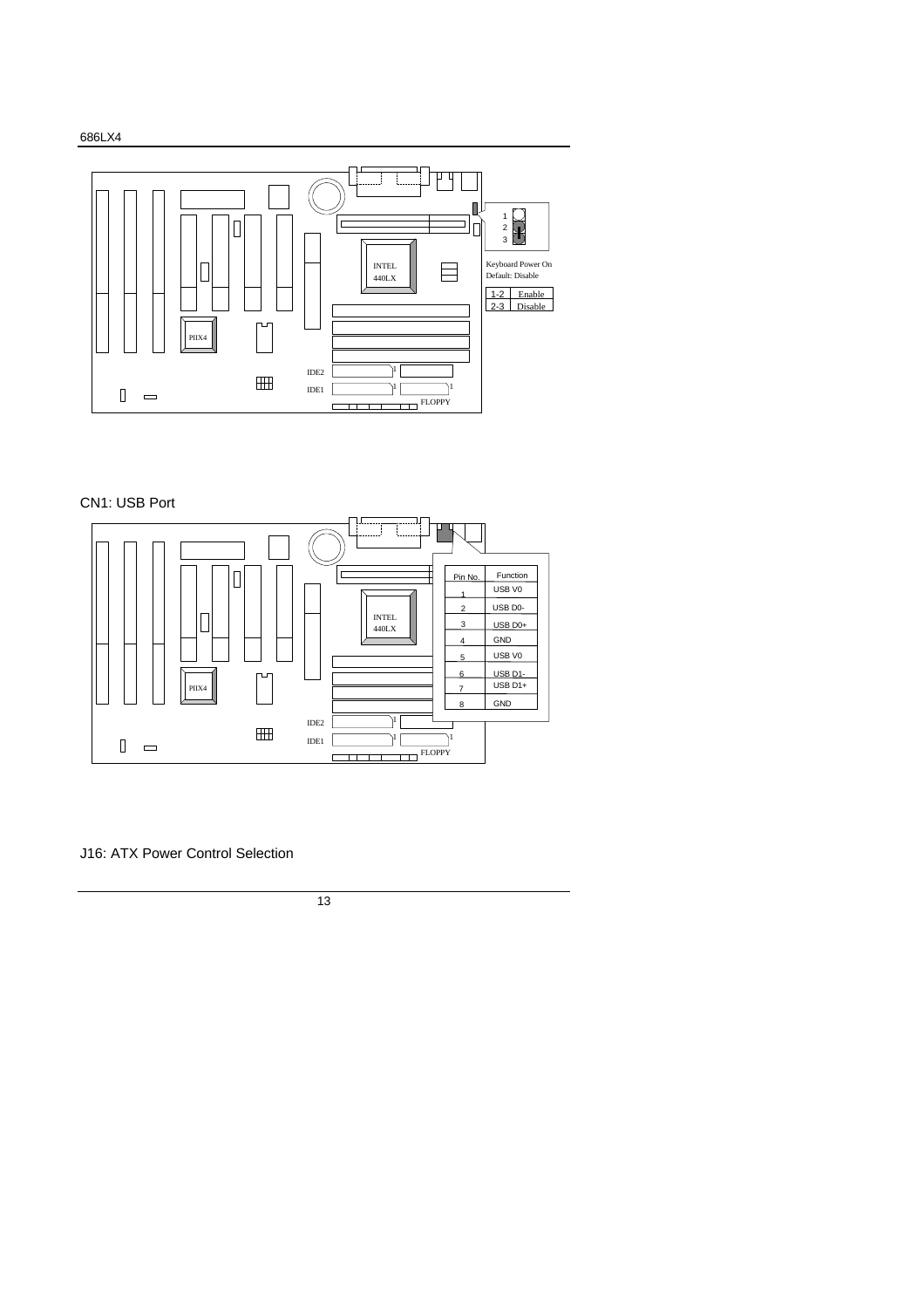Keyboard Power On
Default: Disable

| | |
|---|---|
| 1-2 | Enable |
| 2-3 | Disable |

CN1: USB Port

| Pin No. | Function |
|---|---|
| 1 | USB V0 |
| 2 | USB D0- |
| 3 | USB D0+ |
| 4 | GND |
| 5 | USB V0 |
| 6 | USB D1- |
| 7 | USB D1+ |
| 8 | GND |

J16: ATX Power Control Selection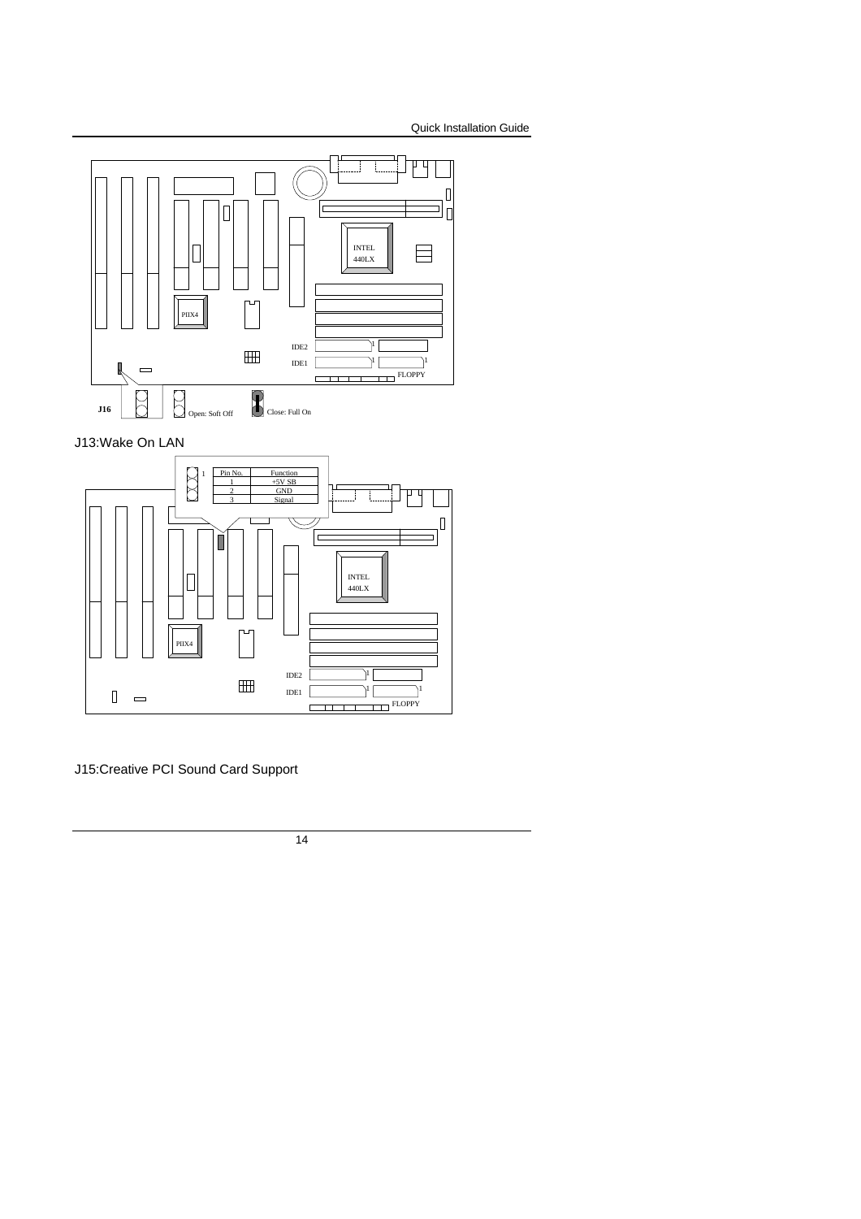J16

Open: Soft Off

Close: Full On

J13:Wake On LAN

| Pin No. | Function |
| --- | --- |
| 1 | +5V SB |
| 2 | GND |
| 3 | Signal |

J15:Creative PCI Sound Card Support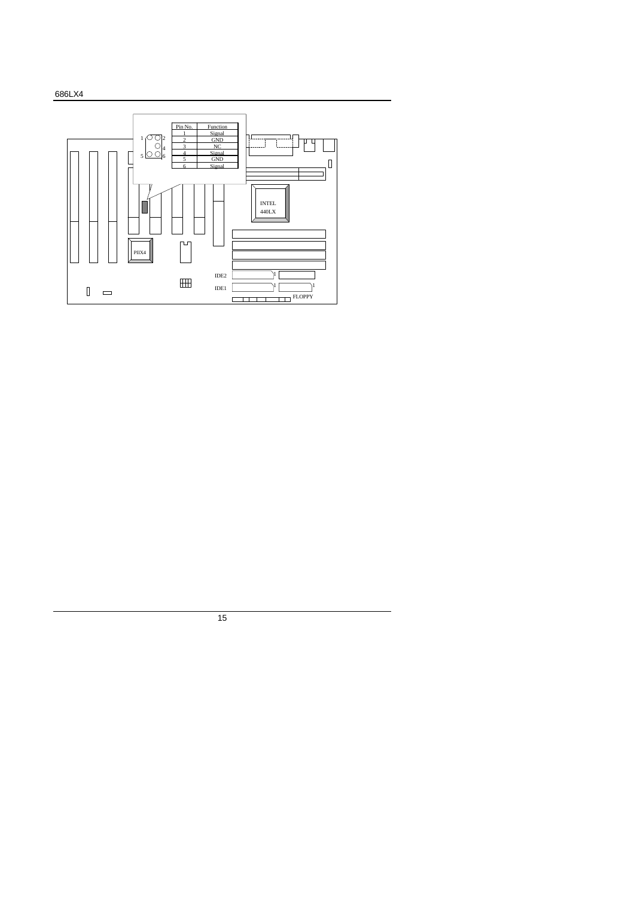| Pin No. | Function |
| --- | --- |
| 1 | Signal |
| 2 | GND |
| 3 | NC |
| 4 | Signal |
| 5 | GND |
| 6 | Signal |

INTEL 440LX

PIIX4

IDE2

IDE1

FLOPPY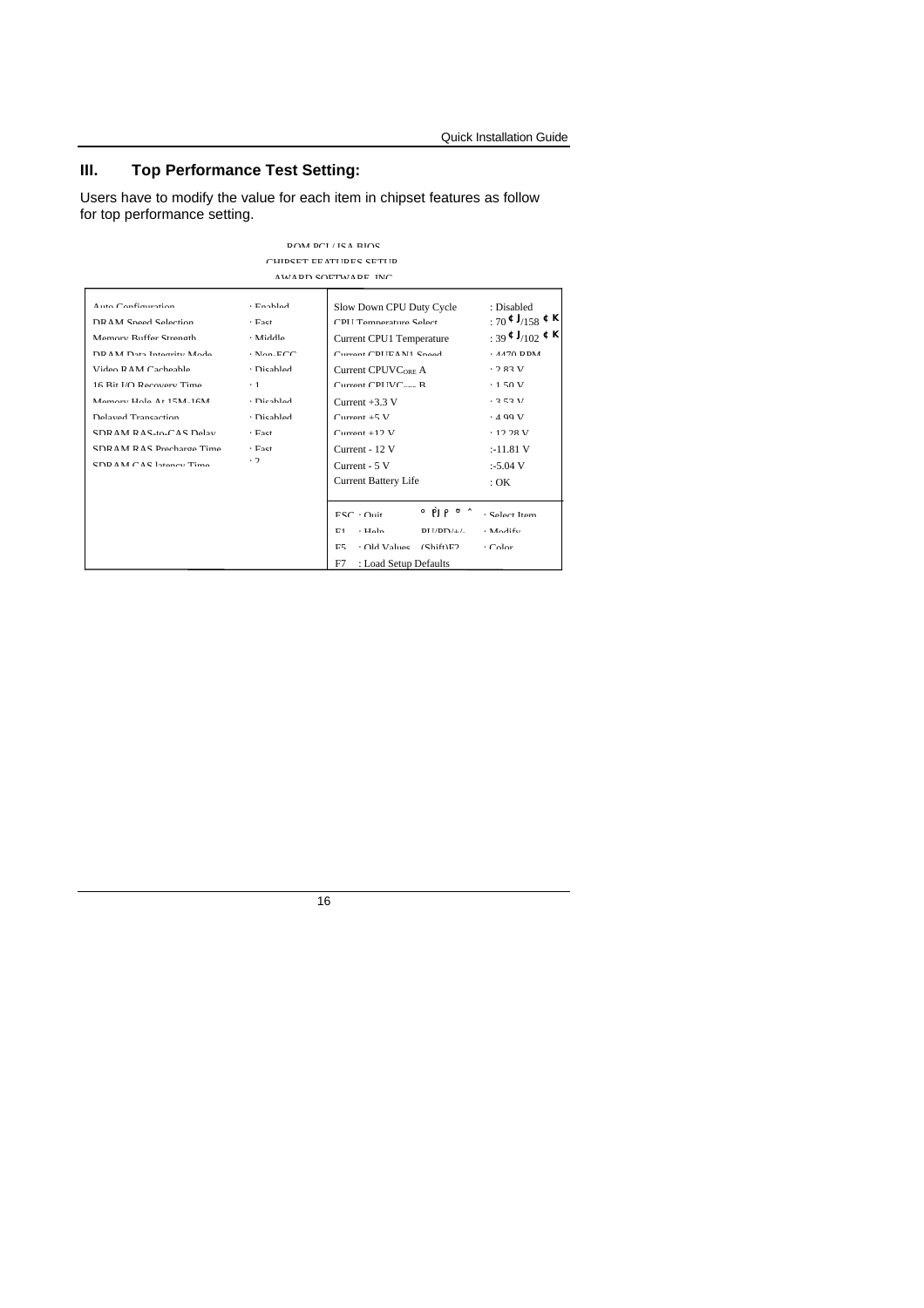## III. Top Performance Test Setting:

Users have to modify the value for each item in chipset features as follow for top performance setting.

ROM PCI / ISA BIOS
CHIPSET FEATURES SETUP
AWARD SOFTWARE, INC.

| | | | |
|---|---|---|---|
| Auto Configuration | : Enabled | Slow Down CPU Duty Cycle | : Disabled |
| DRAM Speed Selection | : Fast | CPU Temperature Select | : 70 ¢J/158 ¢K |
| Memory Buffer Strength | : Middle | Current CPU1 Temperature | : 39 ¢J/102 ¢K |
| DRAM Data Integrity Mode | : Non-ECC | Current CPUFAN1 Speed | : 4470 RPM |
| Video RAM Cacheable | : Disabled | Current CPUVCORE A | : 2.83 V |
| 16 Bit I/O Recovery Time | : 1 | Current CPUVCORE B | : 1.50 V |
| Memory Hole At 15M-16M | : Disabled | Current +3.3 V | : 3.53 V |
| Delayed Transaction | : Disabled | Current +5 V | : 4.99 V |
| SDRAM RAS-to-CAS Delay | : Fast | Current +12 V | : 12.28 V |
| SDRAM RAS Precharge Time | : Fast | Current - 12 V | :-11.81 V |
| SDRAM CAS latency Time | : 2 | Current - 5 V | :-5.04 V |
| | | Current Battery Life | : OK |
| | | ESC : Quit ° È�P ¤ ^ | : Select Item |
| | | F1 : Help PU/PD/+/- | : Modify |
| | | F5 : Old Values (Shift)F2 | : Color |
| | | F7 : Load Setup Defaults | |